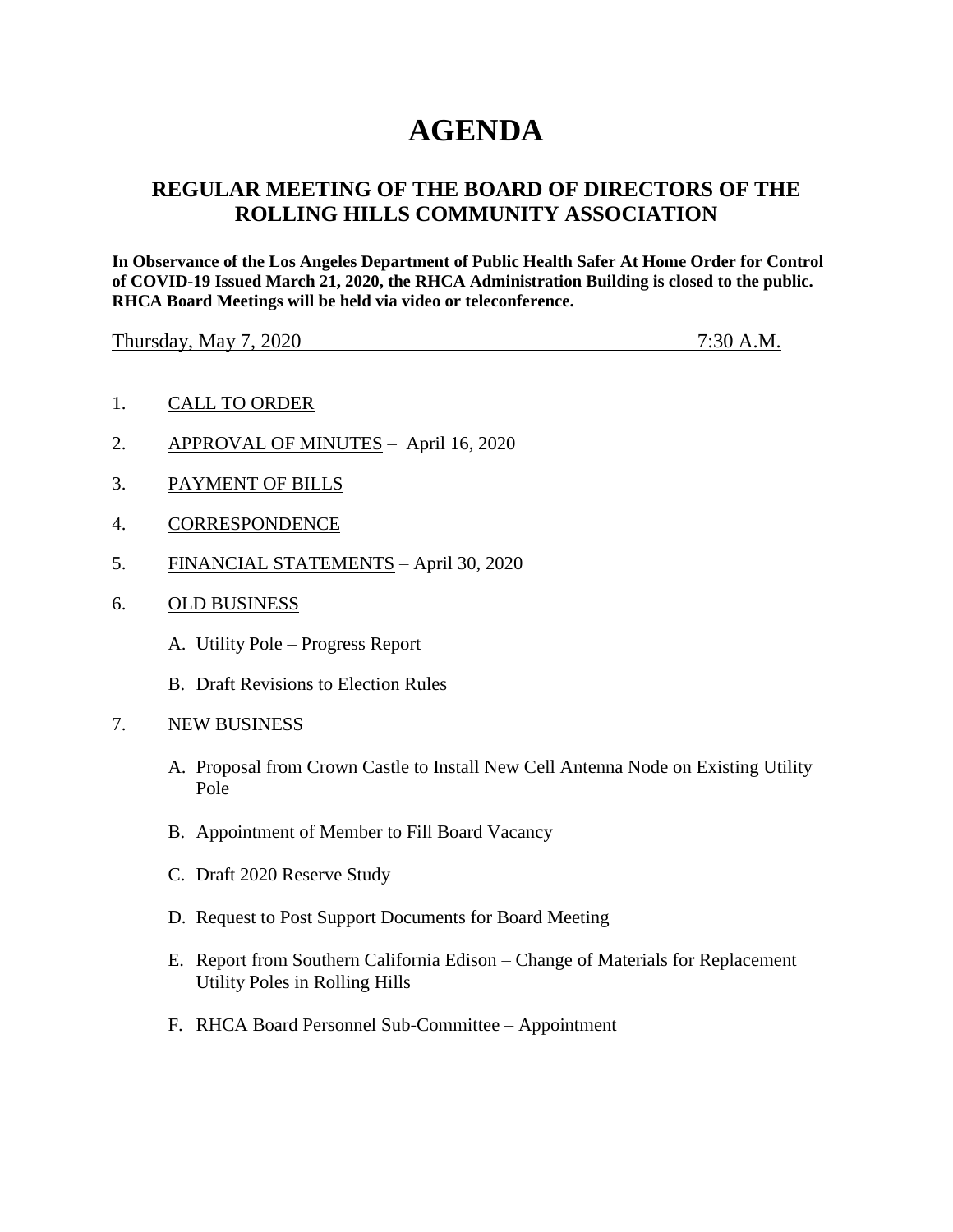# AGENDA

## REGULAR MEETING OF THE BOARD OF DIRECTORS OF THE ROLLING HILLS COMMUNITY ASSOCIATION

**In Observance of the Los Angeles Department of Public Health Safer At Home Order for Control of COVID-19 Issued March 21, 2020, the RHCA Administration Building is closed to the public. RHCA Board Meetings will be held via video or teleconference.**

Thursday, May 7, 2020 7:30 A.M.

1. CALL TO ORDER

2. APPROVAL OF MINUTES – April 16, 2020

3. PAYMENT OF BILLS

4. CORRESPONDENCE

5. FINANCIAL STATEMENTS – April 30, 2020

6. OLD BUSINESS

   A. Utility Pole – Progress Report

   B. Draft Revisions to Election Rules

7. NEW BUSINESS

   A. Proposal from Crown Castle to Install New Cell Antenna Node on Existing Utility Pole

   B. Appointment of Member to Fill Board Vacancy

   C. Draft 2020 Reserve Study

   D. Request to Post Support Documents for Board Meeting

   E. Report from Southern California Edison – Change of Materials for Replacement Utility Poles in Rolling Hills

   F. RHCA Board Personnel Sub-Committee – Appointment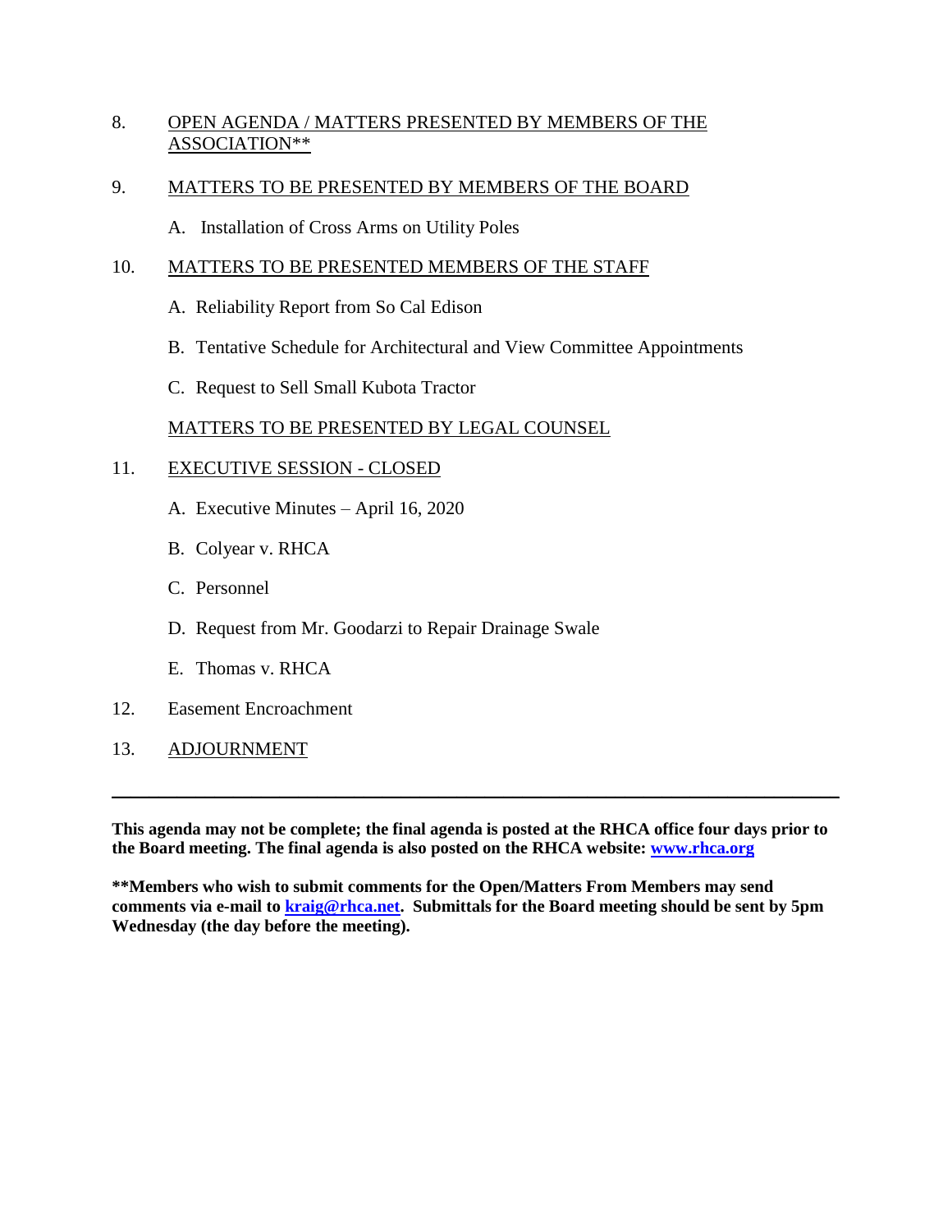8. OPEN AGENDA / MATTERS PRESENTED BY MEMBERS OF THE ASSOCIATION**

9. MATTERS TO BE PRESENTED BY MEMBERS OF THE BOARD

   A. Installation of Cross Arms on Utility Poles

10. MATTERS TO BE PRESENTED MEMBERS OF THE STAFF

    A. Reliability Report from So Cal Edison

    B. Tentative Schedule for Architectural and View Committee Appointments

    C. Request to Sell Small Kubota Tractor

    MATTERS TO BE PRESENTED BY LEGAL COUNSEL

11. EXECUTIVE SESSION - CLOSED

    A. Executive Minutes – April 16, 2020

    B. Colyear v. RHCA

    C. Personnel

    D. Request from Mr. Goodarzi to Repair Drainage Swale

    E. Thomas v. RHCA

12. Easement Encroachment

13. ADJOURNMENT

---

**This agenda may not be complete; the final agenda is posted at the RHCA office four days prior to the Board meeting. The final agenda is also posted on the RHCA website: www.rhca.org**

****Members who wish to submit comments for the Open/Matters From Members may send comments via e-mail to kraig@rhca.net. Submittals for the Board meeting should be sent by 5pm Wednesday (the day before the meeting).**